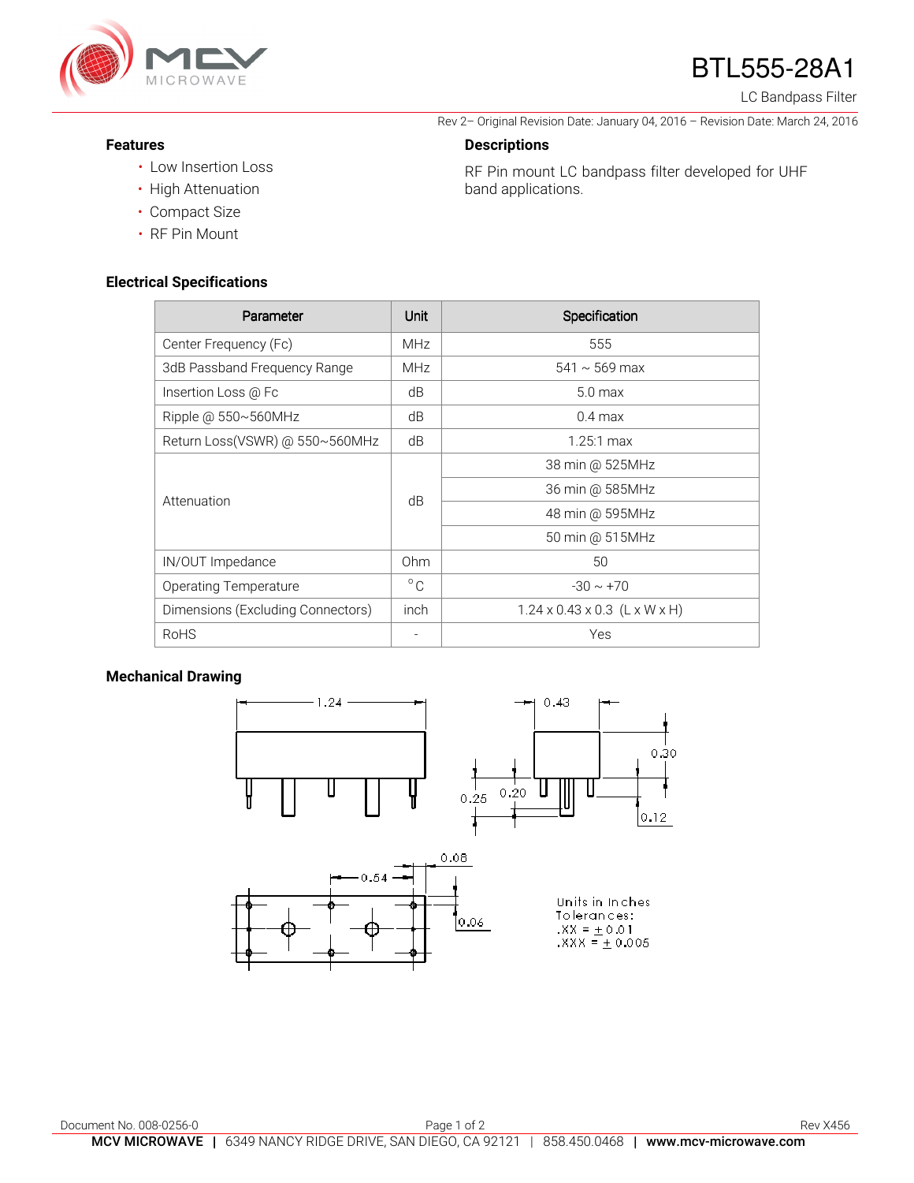# BTL555-28A1

LC Bandpass Filter

Rev 2– Original Revision Date: January 04, 2016 – Revision Date: March 24, 2016

### Features

- Low Insertion Loss
- High Attenuation
- Compact Size
- RF Pin Mount

### Descriptions

RF Pin mount LC bandpass filter developed for UHF band applications.

### Electrical Specifications

| Parameter | Unit | Specification |
|---|---|---|
| Center Frequency (Fc) | MHz | 555 |
| 3dB Passband Frequency Range | MHz | 541 ~ 569 max |
| Insertion Loss @ Fc | dB | 5.0 max |
| Ripple @ 550~560MHz | dB | 0.4 max |
| Return Loss(VSWR) @ 550~560MHz | dB | 1.25:1 max |
| Attenuation | dB | 38 min @ 525MHz |
| | | 36 min @ 585MHz |
| | | 48 min @ 595MHz |
| | | 50 min @ 515MHz |
| IN/OUT Impedance | Ohm | 50 |
| Operating Temperature | °C | -30 ~ +70 |
| Dimensions (Excluding Connectors) | inch | 1.24 x 0.43 x 0.3 (L x W x H) |
| RoHS | - | Yes |

### Mechanical Drawing

1.24 | 0.43 | 0.30 | 0.25 | 0.20 | 0.12 | 0.08 | 0.54 | 0.06

Units in Inches
Tolerances:
.XX = ± 0.01
.XXX = ± 0.005

Document No. 008-0256-0

Rev X456

**MCV MICROWAVE** | 6349 NANCY RIDGE DRIVE, SAN DIEGO, CA 92121 | 858.450.0468 | **www.mcv-microwave.com**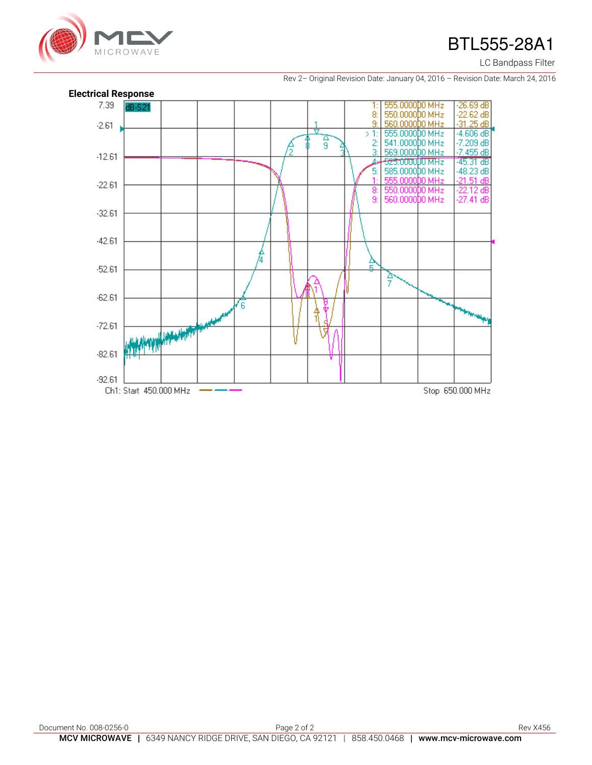# BTL555-28A1

LC Bandpass Filter

Rev 2– Original Revision Date: January 04, 2016 – Revision Date: March 24, 2016

## Electrical Response

dB-S21

7.39
-2.61
-12.61
-22.61
-32.61
-42.61
-52.61
-62.61
-72.61
-82.61
-92.61

1: 555.000000 MHz -26.69 dB
8: 550.000000 MHz -22.62 dB
9: 560.000000 MHz -31.25 dB
> 1: 555.000000 MHz -4.606 dB
2: 541.000000 MHz -7.209 dB
3: 569.000000 MHz -7.455 dB
4: 525.000000 MHz -45.31 dB
5: 585.000000 MHz -48.23 dB
1: 555.000000 MHz -21.51 dB
8: 550.000000 MHz -22.12 dB
9: 560.000000 MHz -27.41 dB

Ch1: Start 450.000 MHz

Stop 650.000 MHz

Document No. 008-0256-0

Rev X456

**MCV MICROWAVE** | 6349 NANCY RIDGE DRIVE, SAN DIEGO, CA 92121 | 858.450.0468 | **www.mcv-microwave.com**